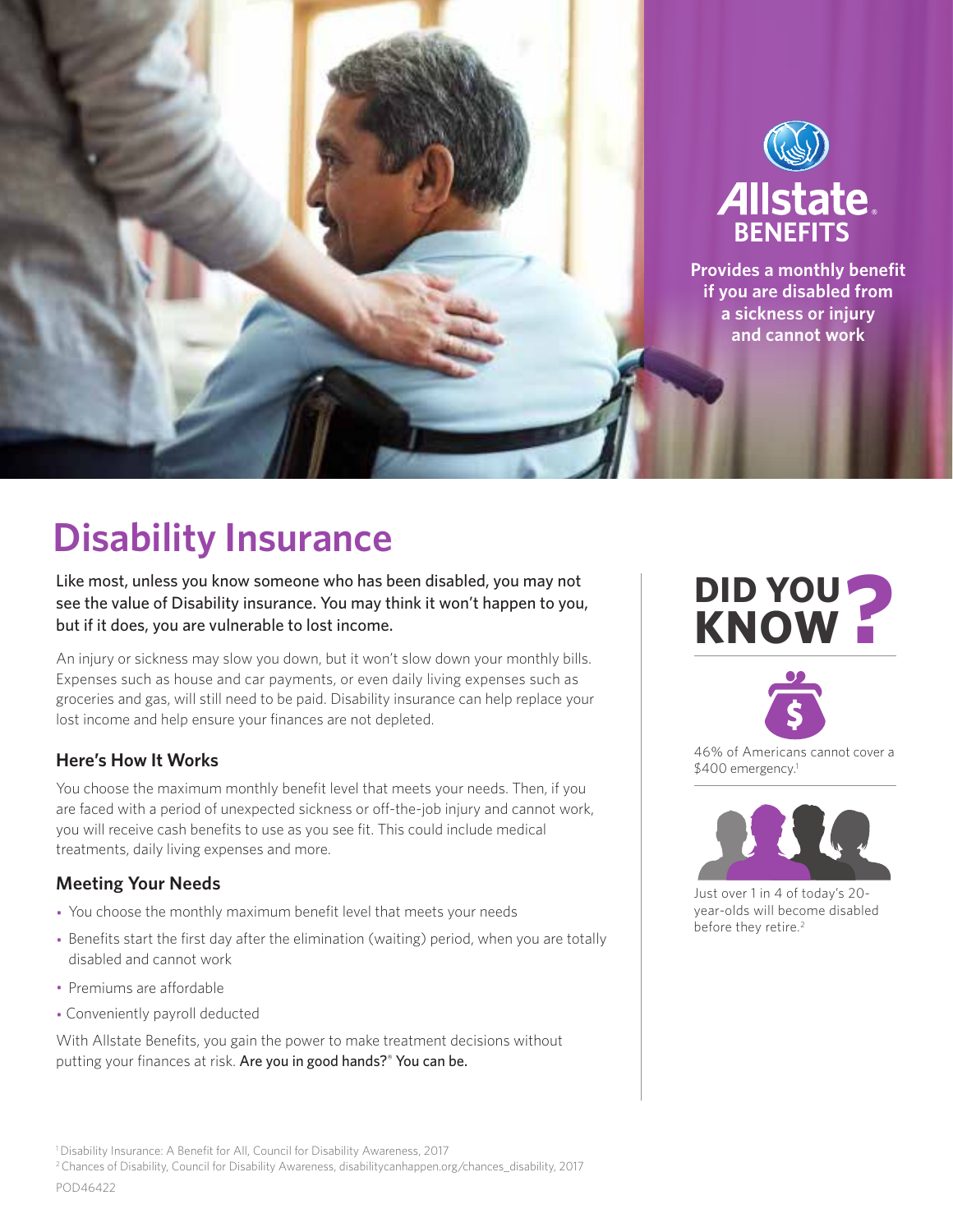Allstate BENEFITS

**Provides a monthly benefit if you are disabled from a sickness or injury and cannot work**

# Disability Insurance

Like most, unless you know someone who has been disabled, you may not see the value of Disability insurance. You may think it won't happen to you, but if it does, you are vulnerable to lost income.

An injury or sickness may slow you down, but it won't slow down your monthly bills. Expenses such as house and car payments, or even daily living expenses such as groceries and gas, will still need to be paid. Disability insurance can help replace your lost income and help ensure your finances are not depleted.

### Here's How It Works

You choose the maximum monthly benefit level that meets your needs. Then, if you are faced with a period of unexpected sickness or off-the-job injury and cannot work, you will receive cash benefits to use as you see fit. This could include medical treatments, daily living expenses and more.

### Meeting Your Needs

- You choose the monthly maximum benefit level that meets your needs
- Benefits start the first day after the elimination (waiting) period, when you are totally disabled and cannot work
- Premiums are affordable
- Conveniently payroll deducted

With Allstate Benefits, you gain the power to make treatment decisions without putting your finances at risk. Are you in good hands?® You can be.

## DID YOU KNOW?

46% of Americans cannot cover a $400 emergency.[1]

Just over 1 in 4 of today's 20-year-olds will become disabled before they retire.[2]

[1] Disability Insurance: A Benefit for All, Council for Disability Awareness, 2017

[2] Chances of Disability, Council for Disability Awareness, disabilitycanhappen.org/chances_disability, 2017

POD46422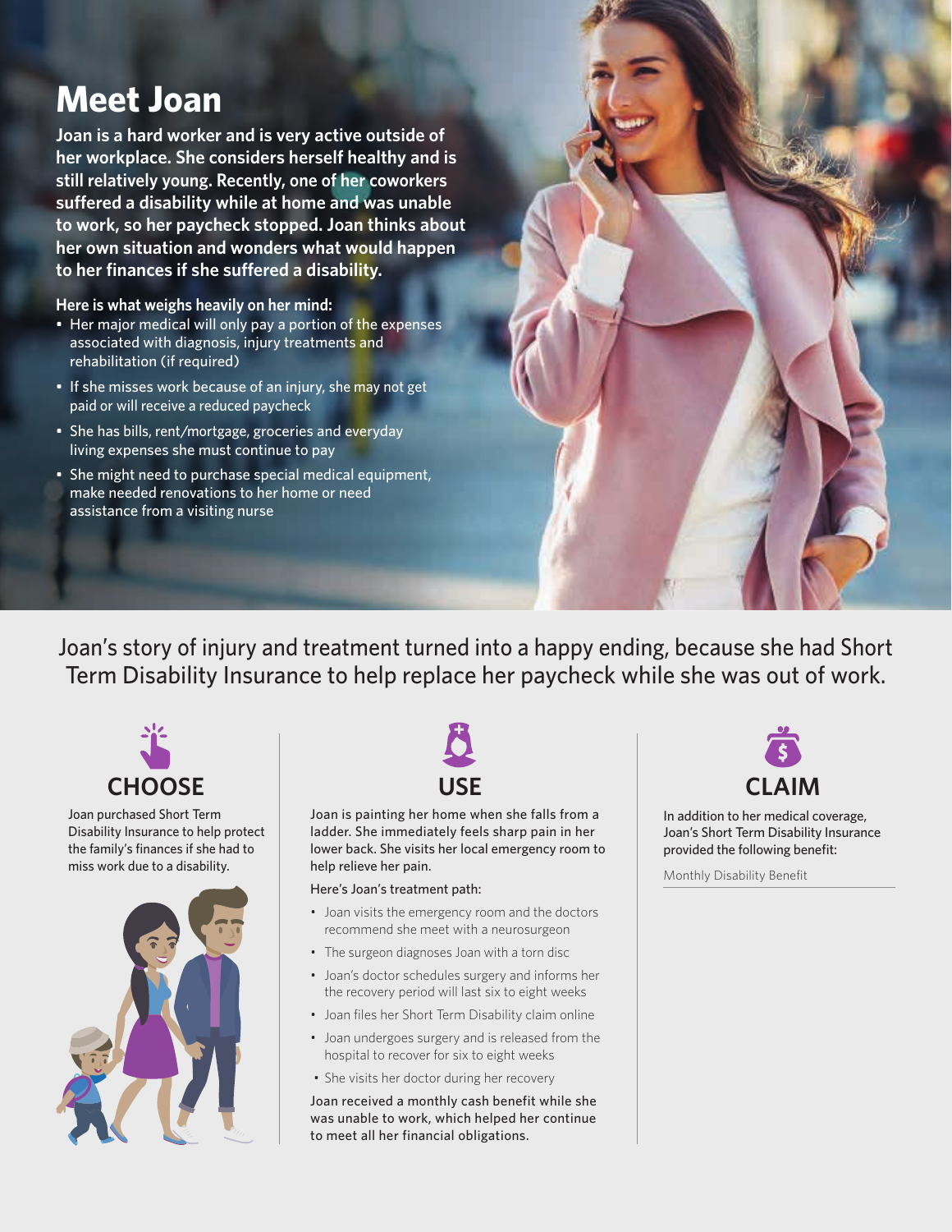# Meet Joan

**Joan is a hard worker and is very active outside of her workplace. She considers herself healthy and is still relatively young. Recently, one of her coworkers suffered a disability while at home and was unable to work, so her paycheck stopped. Joan thinks about her own situation and wonders what would happen to her finances if she suffered a disability.**

**Here is what weighs heavily on her mind:**

- Her major medical will only pay a portion of the expenses associated with diagnosis, injury treatments and rehabilitation (if required)
- If she misses work because of an injury, she may not get paid or will receive a reduced paycheck
- She has bills, rent/mortgage, groceries and everyday living expenses she must continue to pay
- She might need to purchase special medical equipment, make needed renovations to her home or need assistance from a visiting nurse

Joan's story of injury and treatment turned into a happy ending, because she had Short Term Disability Insurance to help replace her paycheck while she was out of work.

## CHOOSE

Joan purchased Short Term Disability Insurance to help protect the family's finances if she had to miss work due to a disability.

## USE

Joan is painting her home when she falls from a ladder. She immediately feels sharp pain in her lower back. She visits her local emergency room to help relieve her pain.

Here's Joan's treatment path:

- Joan visits the emergency room and the doctors recommend she meet with a neurosurgeon
- The surgeon diagnoses Joan with a torn disc
- Joan's doctor schedules surgery and informs her the recovery period will last six to eight weeks
- Joan files her Short Term Disability claim online
- Joan undergoes surgery and is released from the hospital to recover for six to eight weeks
- She visits her doctor during her recovery

Joan received a monthly cash benefit while she was unable to work, which helped her continue to meet all her financial obligations.

## CLAIM

In addition to her medical coverage, Joan's Short Term Disability Insurance provided the following benefit:

Monthly Disability Benefit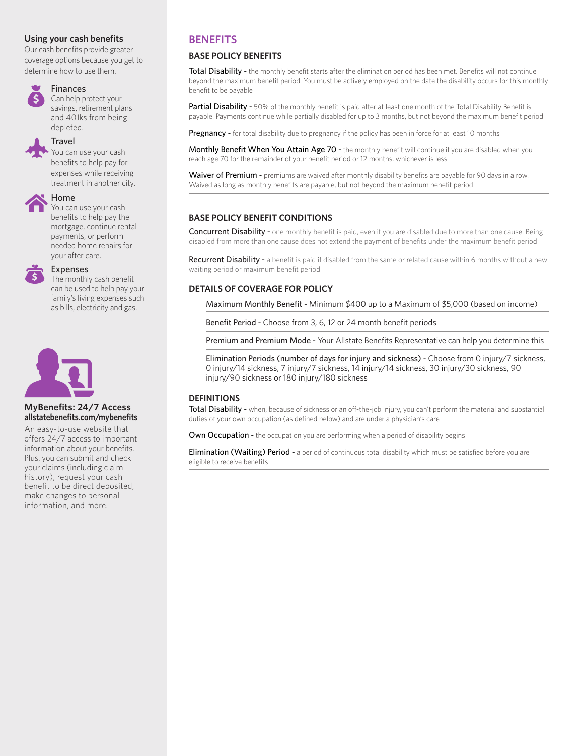### Using your cash benefits

Our cash benefits provide greater coverage options because you get to determine how to use them.

**Finances**
Can help protect your savings, retirement plans and 401ks from being depleted.

**Travel**
You can use your cash benefits to help pay for expenses while receiving treatment in another city.

**Home**
You can use your cash benefits to help pay the mortgage, continue rental payments, or perform needed home repairs for your after care.

**Expenses**
The monthly cash benefit can be used to help pay your family's living expenses such as bills, electricity and gas.

---

### MyBenefits: 24/7 Access
**allstatebenefits.com/mybenefits**

An easy-to-use website that offers 24/7 access to important information about your benefits. Plus, you can submit and check your claims (including claim history), request your cash benefit to be direct deposited, make changes to personal information, and more.

## BENEFITS

### BASE POLICY BENEFITS

**Total Disability -** the monthly benefit starts after the elimination period has been met. Benefits will not continue beyond the maximum benefit period. You must be actively employed on the date the disability occurs for this monthly benefit to be payable

**Partial Disability -** 50% of the monthly benefit is paid after at least one month of the Total Disability Benefit is payable. Payments continue while partially disabled for up to 3 months, but not beyond the maximum benefit period

**Pregnancy -** for total disability due to pregnancy if the policy has been in force for at least 10 months

**Monthly Benefit When You Attain Age 70 -** the monthly benefit will continue if you are disabled when you reach age 70 for the remainder of your benefit period or 12 months, whichever is less

**Waiver of Premium -** premiums are waived after monthly disability benefits are payable for 90 days in a row. Waived as long as monthly benefits are payable, but not beyond the maximum benefit period

### BASE POLICY BENEFIT CONDITIONS

**Concurrent Disability -** one monthly benefit is paid, even if you are disabled due to more than one cause. Being disabled from more than one cause does not extend the payment of benefits under the maximum benefit period

**Recurrent Disability -** a benefit is paid if disabled from the same or related cause within 6 months without a new waiting period or maximum benefit period

### DETAILS OF COVERAGE FOR POLICY

Maximum Monthly Benefit - Minimum $400 up to a Maximum of $5,000 (based on income)

Benefit Period - Choose from 3, 6, 12 or 24 month benefit periods

Premium and Premium Mode - Your Allstate Benefits Representative can help you determine this

Elimination Periods (number of days for injury and sickness) - Choose from 0 injury/7 sickness, 0 injury/14 sickness, 7 injury/7 sickness, 14 injury/14 sickness, 30 injury/30 sickness, 90 injury/90 sickness or 180 injury/180 sickness

### DEFINITIONS

**Total Disability -** when, because of sickness or an off-the-job injury, you can't perform the material and substantial duties of your own occupation (as defined below) and are under a physician's care

**Own Occupation -** the occupation you are performing when a period of disability begins

**Elimination (Waiting) Period -** a period of continuous total disability which must be satisfied before you are eligible to receive benefits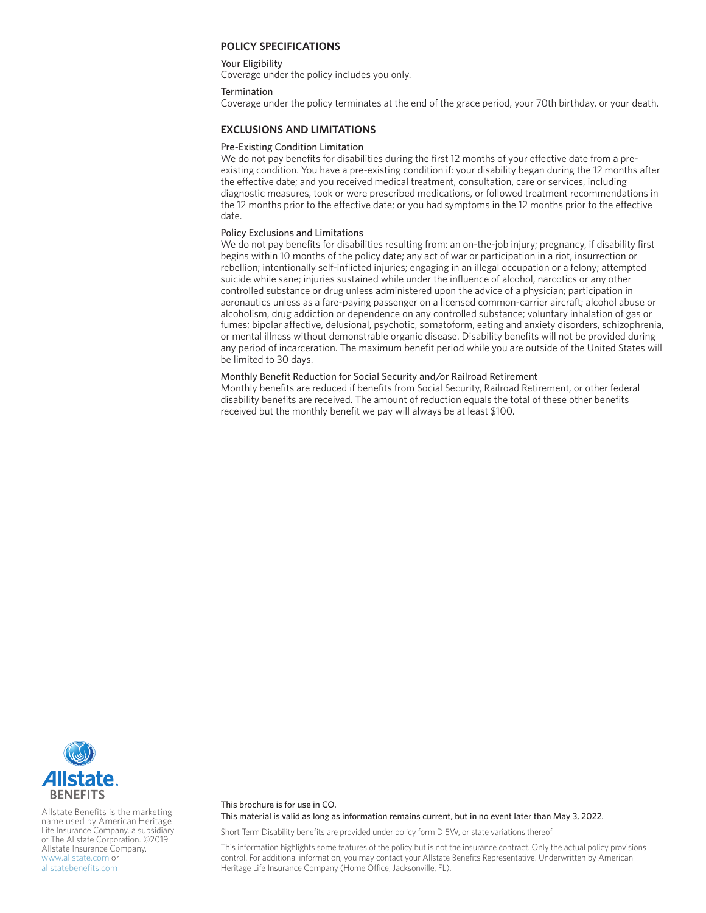## POLICY SPECIFICATIONS

### Your Eligibility

Coverage under the policy includes you only.

### Termination

Coverage under the policy terminates at the end of the grace period, your 70th birthday, or your death.

## EXCLUSIONS AND LIMITATIONS

### Pre-Existing Condition Limitation

We do not pay benefits for disabilities during the first 12 months of your effective date from a pre-existing condition. You have a pre-existing condition if: your disability began during the 12 months after the effective date; and you received medical treatment, consultation, care or services, including diagnostic measures, took or were prescribed medications, or followed treatment recommendations in the 12 months prior to the effective date; or you had symptoms in the 12 months prior to the effective date.

### Policy Exclusions and Limitations

We do not pay benefits for disabilities resulting from: an on-the-job injury; pregnancy, if disability first begins within 10 months of the policy date; any act of war or participation in a riot, insurrection or rebellion; intentionally self-inflicted injuries; engaging in an illegal occupation or a felony; attempted suicide while sane; injuries sustained while under the influence of alcohol, narcotics or any other controlled substance or drug unless administered upon the advice of a physician; participation in aeronautics unless as a fare-paying passenger on a licensed common-carrier aircraft; alcohol abuse or alcoholism, drug addiction or dependence on any controlled substance; voluntary inhalation of gas or fumes; bipolar affective, delusional, psychotic, somatoform, eating and anxiety disorders, schizophrenia, or mental illness without demonstrable organic disease. Disability benefits will not be provided during any period of incarceration. The maximum benefit period while you are outside of the United States will be limited to 30 days.

### Monthly Benefit Reduction for Social Security and/or Railroad Retirement

Monthly benefits are reduced if benefits from Social Security, Railroad Retirement, or other federal disability benefits are received. The amount of reduction equals the total of these other benefits received but the monthly benefit we pay will always be at least $100.

Allstate Benefits is the marketing name used by American Heritage Life Insurance Company, a subsidiary of The Allstate Corporation. ©2019 Allstate Insurance Company. www.allstate.com or allstatebenefits.com

This brochure is for use in CO.

This material is valid as long as information remains current, but in no event later than May 3, 2022.

Short Term Disability benefits are provided under policy form DI5W, or state variations thereof.

This information highlights some features of the policy but is not the insurance contract. Only the actual policy provisions control. For additional information, you may contact your Allstate Benefits Representative. Underwritten by American Heritage Life Insurance Company (Home Office, Jacksonville, FL).